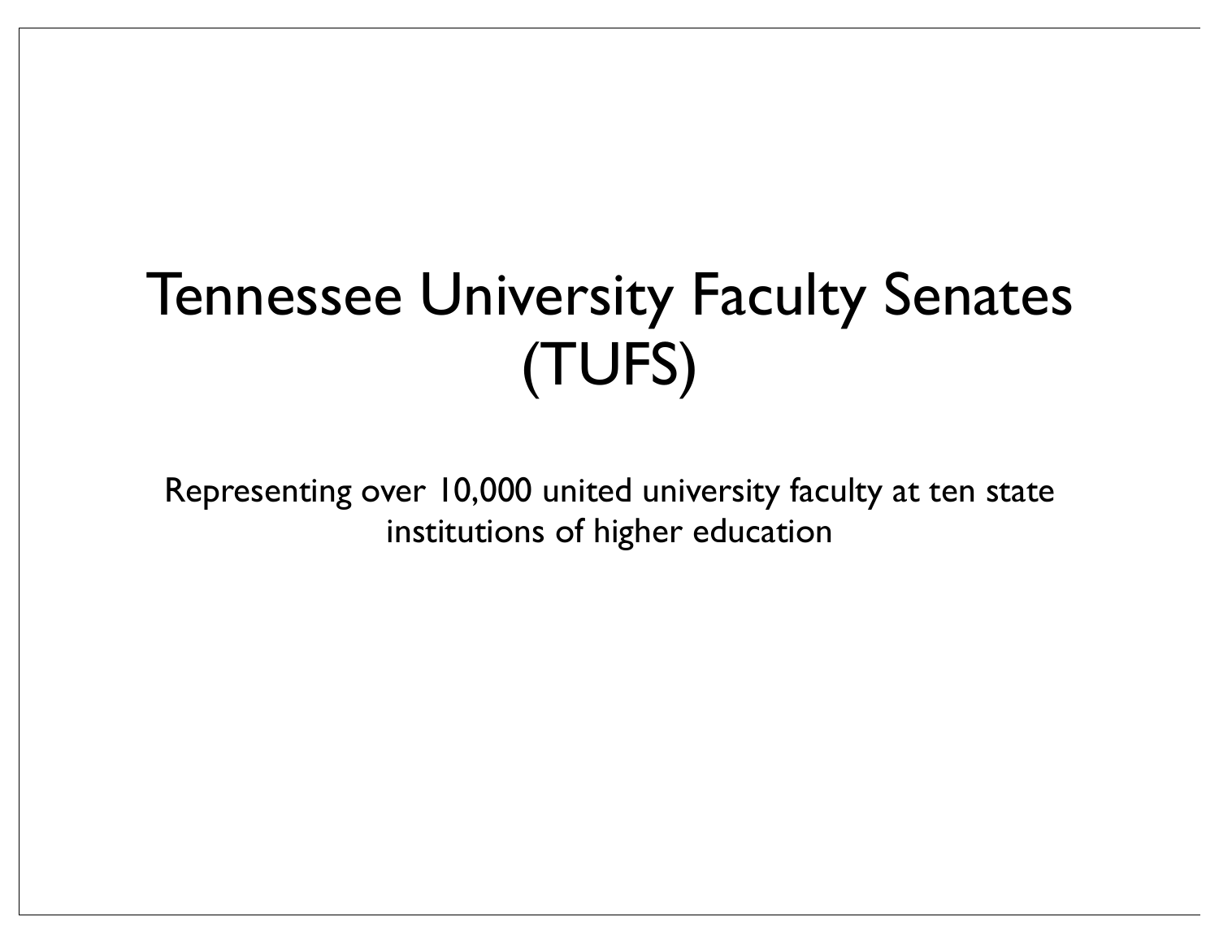# Tennessee University Faculty Senates (TUFS)

Representing over 10,000 united university faculty at ten state institutions of higher education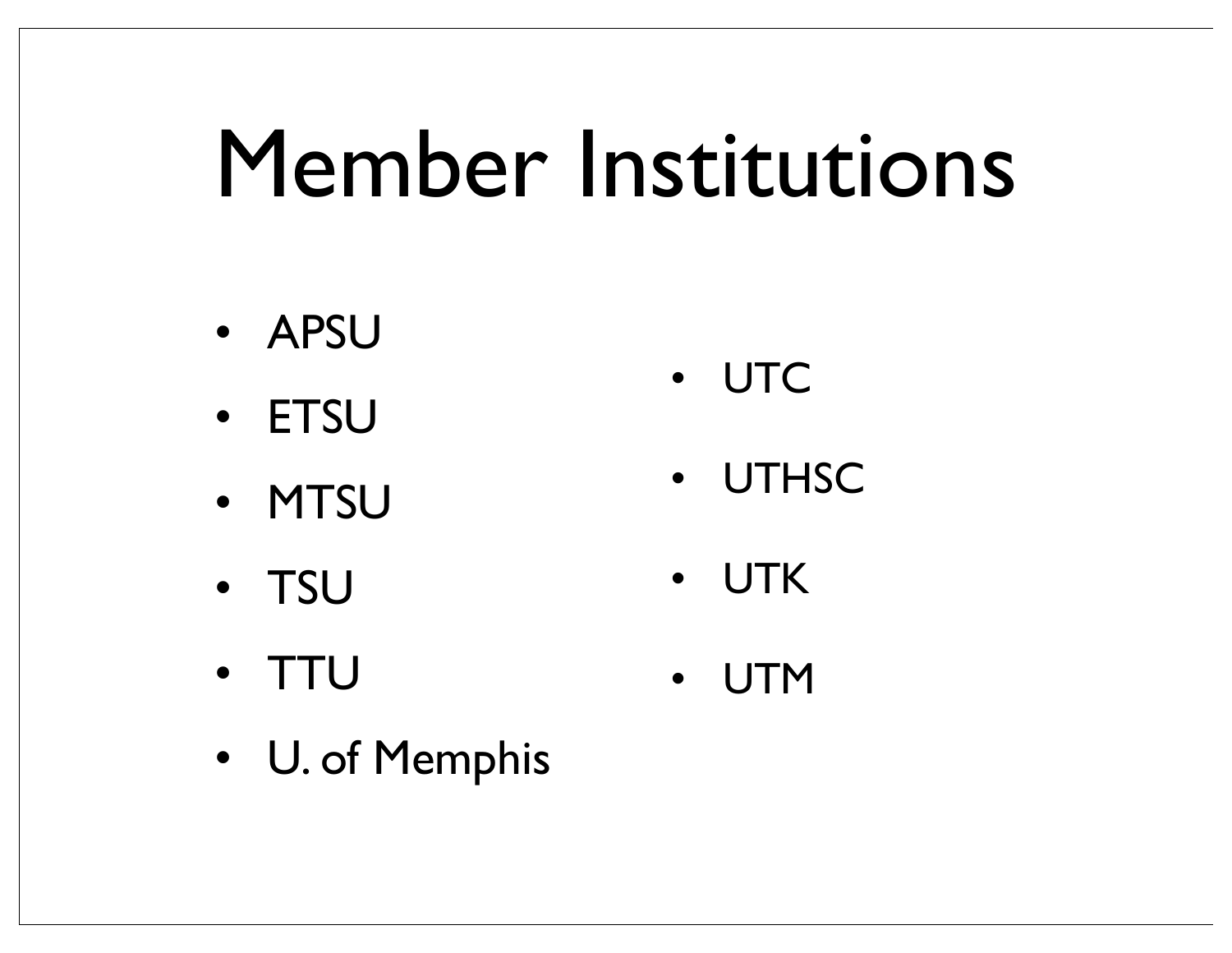# Member Institutions

- APSU
- ETSU
- MTSU
- TSU
- TTU
- U. of Memphis
- UTC
- UTHSC
- UTK
- UTM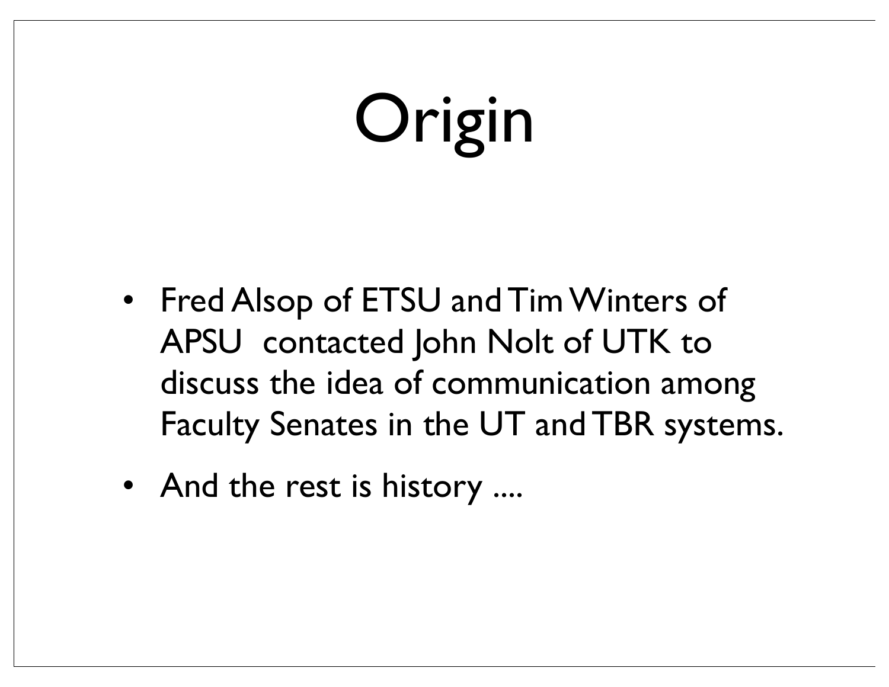# Origin

- Fred Alsop of ETSU and Tim Winters of APSU contacted John Nolt of UTK to discuss the idea of communication among Faculty Senates in the UT and TBR systems.
- And the rest is history ....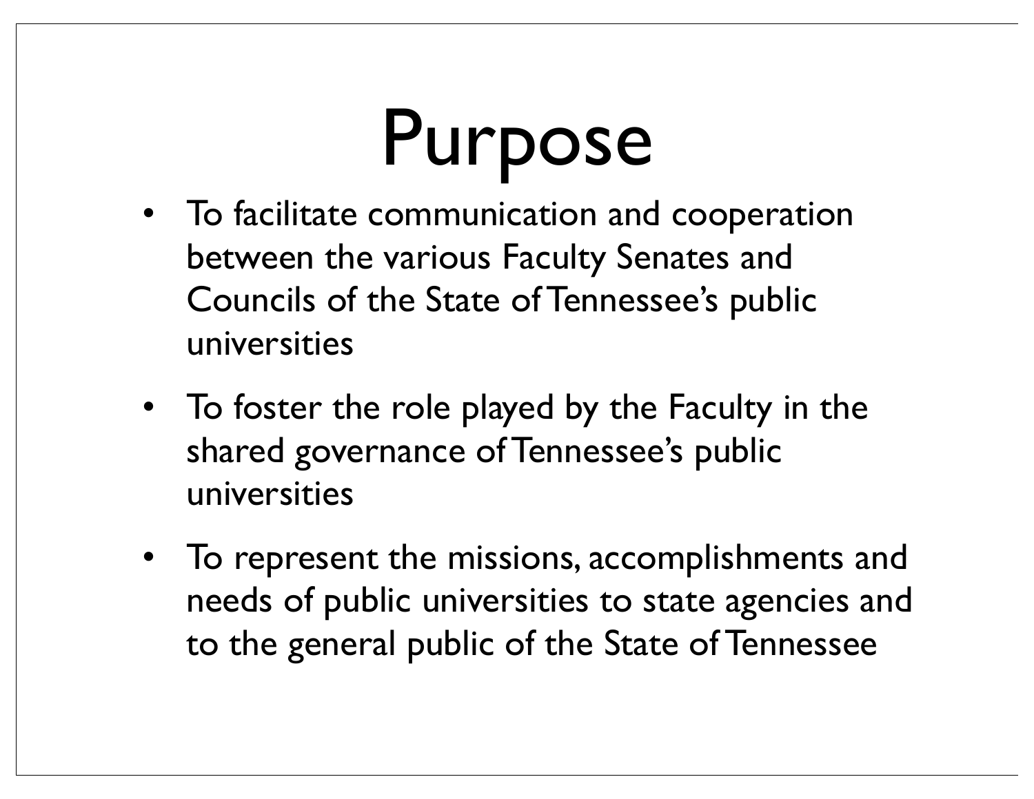# Purpose

- To facilitate communication and cooperation between the various Faculty Senates and Councils of the State of Tennessee's public universities
- To foster the role played by the Faculty in the shared governance of Tennessee's public universities
- To represent the missions, accomplishments and needs of public universities to state agencies and to the general public of the State of Tennessee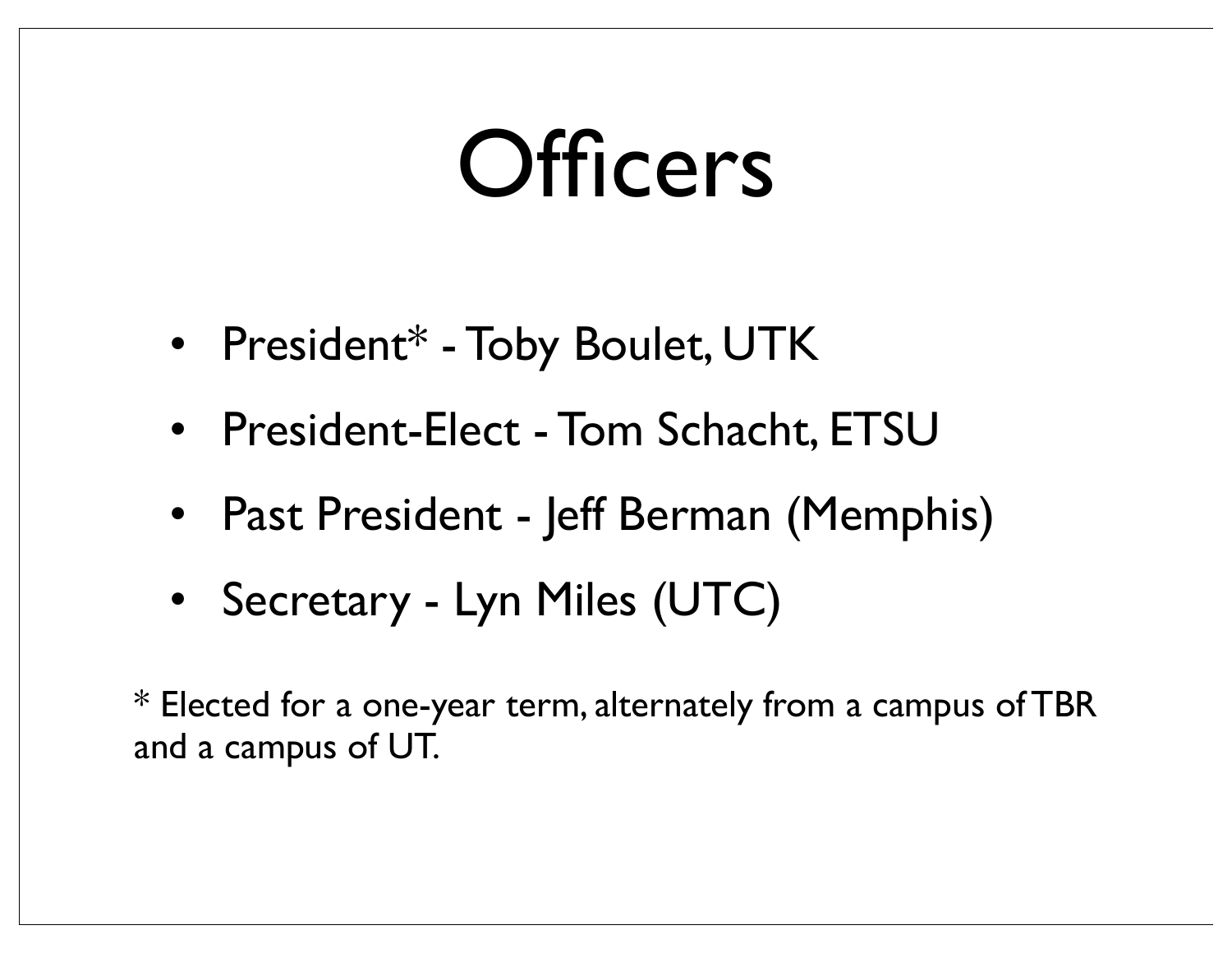# Officers

- President* - Toby Boulet, UTK
- President-Elect - Tom Schacht, ETSU
- Past President - Jeff Berman (Memphis)
- Secretary - Lyn Miles (UTC)

* Elected for a one-year term, alternately from a campus of TBR and a campus of UT.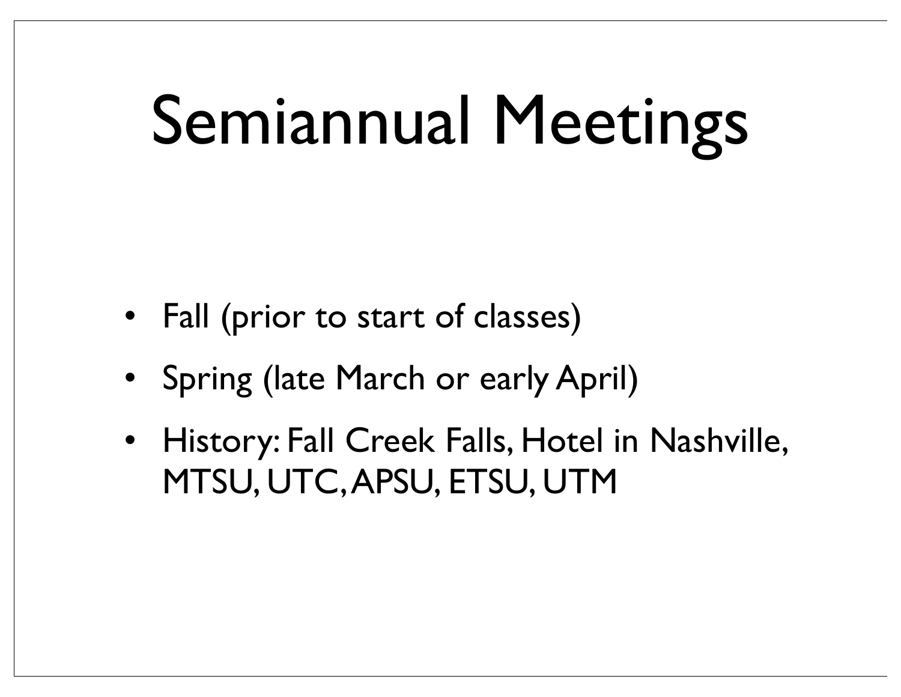# Semiannual Meetings

- Fall (prior to start of classes)
- Spring (late March or early April)
- History: Fall Creek Falls, Hotel in Nashville, MTSU, UTC, APSU, ETSU, UTM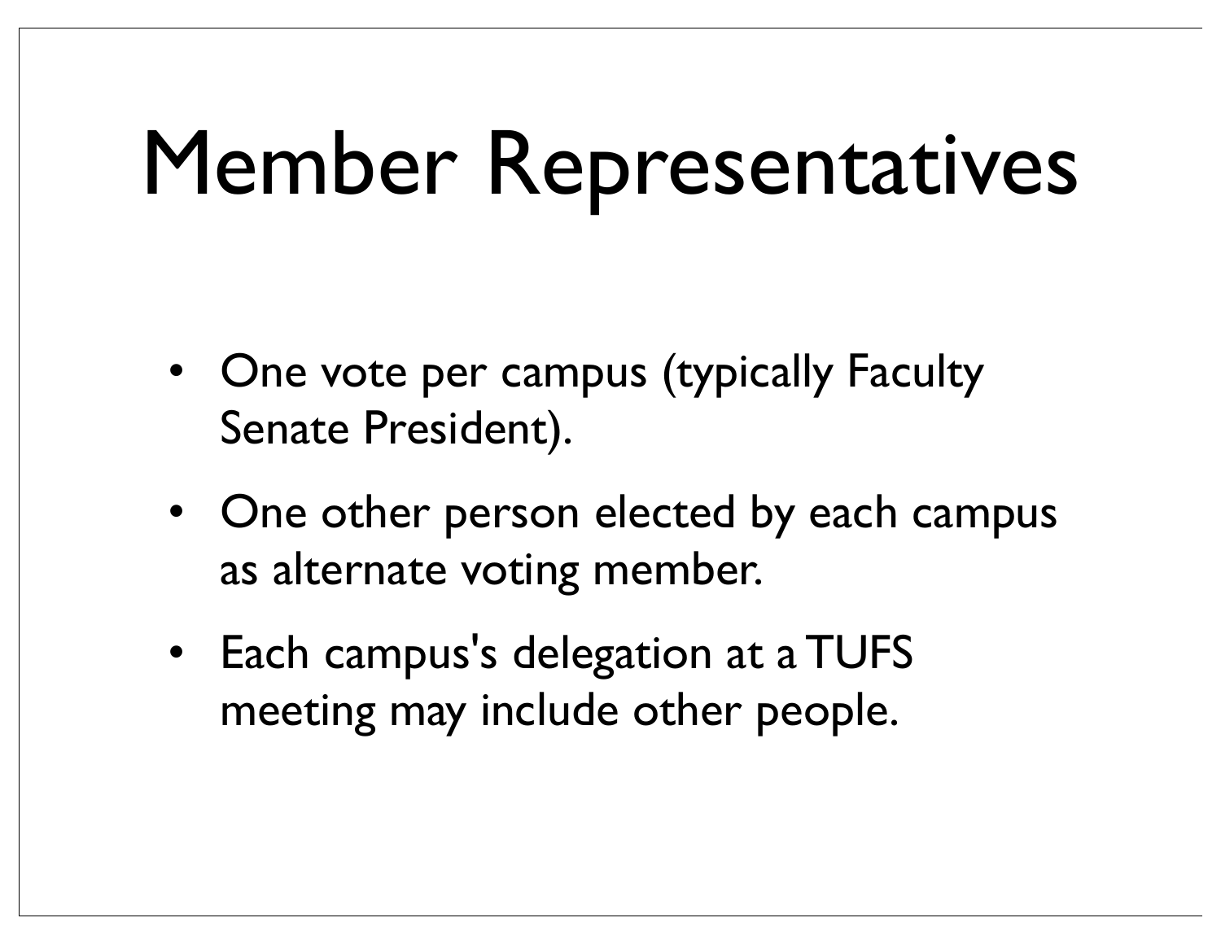# Member Representatives

- One vote per campus (typically Faculty Senate President).
- One other person elected by each campus as alternate voting member.
- Each campus's delegation at a TUFS meeting may include other people.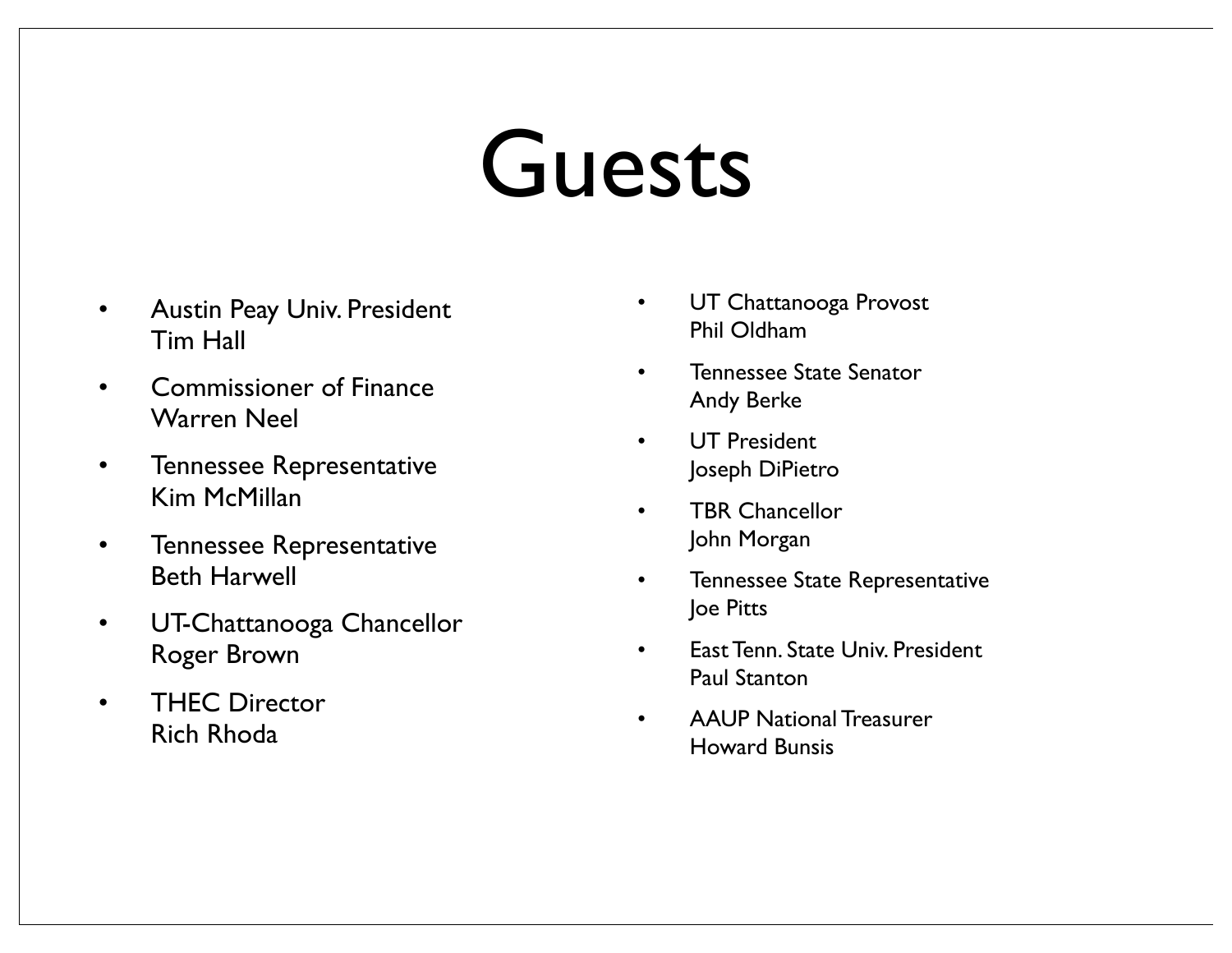# Guests

- Austin Peay Univ. President
  Tim Hall
- Commissioner of Finance
  Warren Neel
- Tennessee Representative
  Kim McMillan
- Tennessee Representative
  Beth Harwell
- UT-Chattanooga Chancellor
  Roger Brown
- THEC Director
  Rich Rhoda
- UT Chattanooga Provost
  Phil Oldham
- Tennessee State Senator
  Andy Berke
- UT President
  Joseph DiPietro
- TBR Chancellor
  John Morgan
- Tennessee State Representative
  Joe Pitts
- East Tenn. State Univ. President
  Paul Stanton
- AAUP National Treasurer
  Howard Bunsis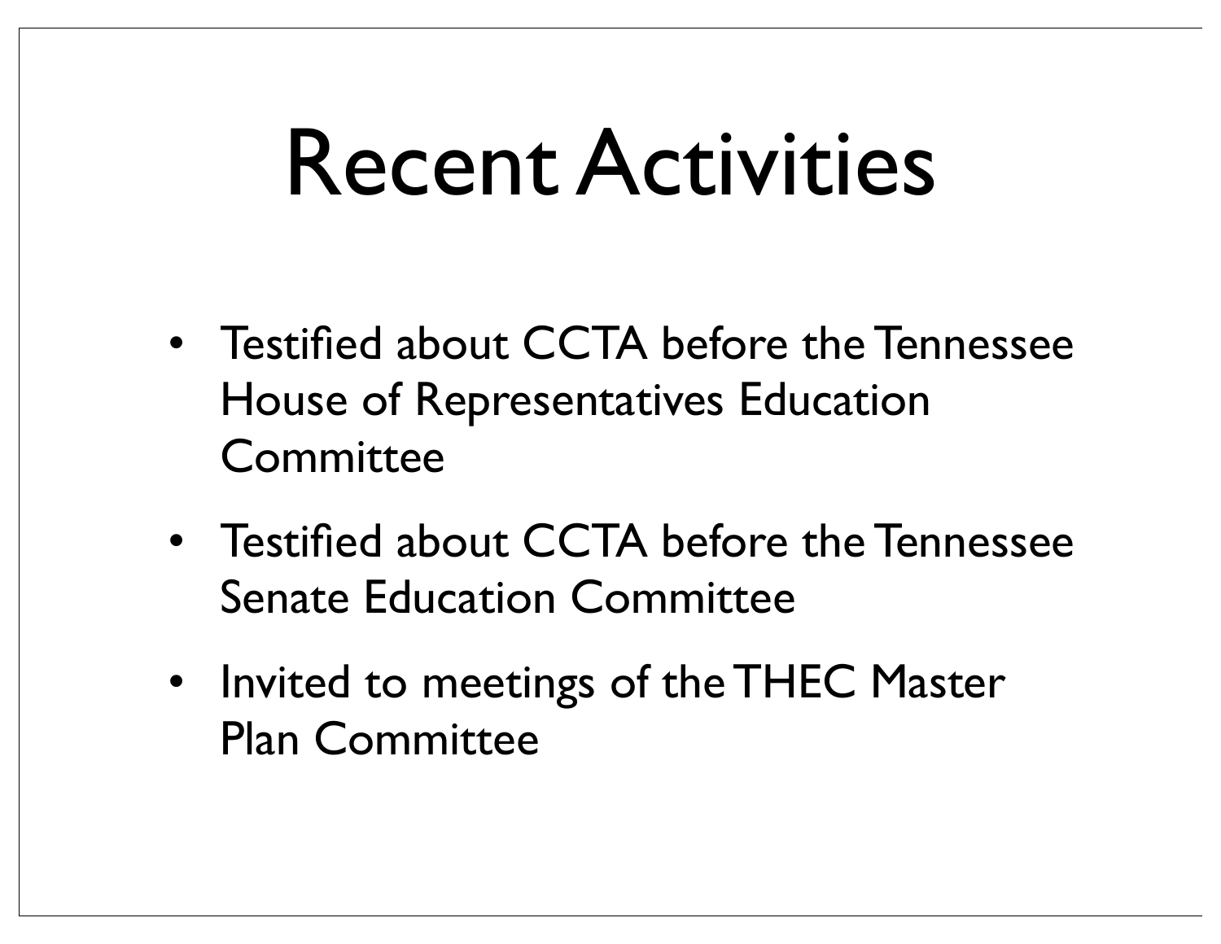# Recent Activities

- Testified about CCTA before the Tennessee House of Representatives Education Committee
- Testified about CCTA before the Tennessee Senate Education Committee
- Invited to meetings of the THEC Master Plan Committee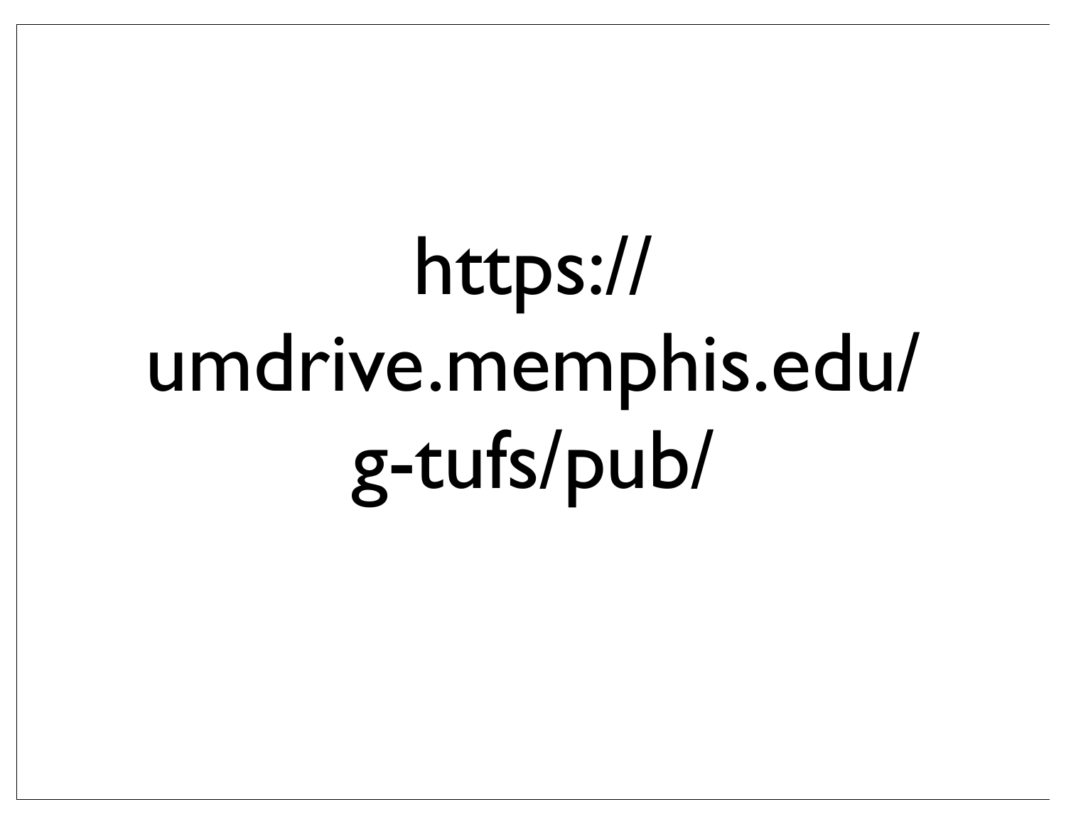https://
umdrive.memphis.edu/
g-tufs/pub/